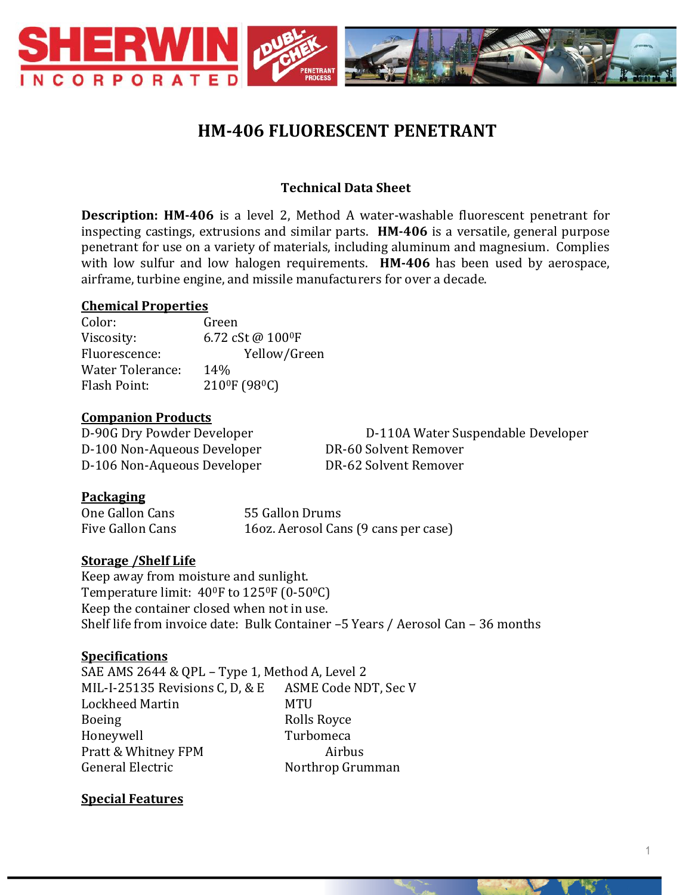# HM-406 FLUORESCENT PENETRANT

## Technical Data Sheet

**Description: HM-406** is a level 2, Method A water-washable fluorescent penetrant for inspecting castings, extrusions and similar parts. **HM-406** is a versatile, general purpose penetrant for use on a variety of materials, including aluminum and magnesium. Complies with low sulfur and low halogen requirements. **HM-406** has been used by aerospace, airframe, turbine engine, and missile manufacturers for over a decade.

### Chemical Properties

Color: Green
Viscosity: 6.72 cSt @ 100$^0$F
Fluorescence: Yellow/Green
Water Tolerance: 14%
Flash Point: 210$^0$F (98$^0$C)

### Companion Products

D-90G Dry Powder Developer
D-100 Non-Aqueous Developer
D-106 Non-Aqueous Developer
D-110A Water Suspendable Developer
DR-60 Solvent Remover
DR-62 Solvent Remover

### Packaging

One Gallon Cans
Five Gallon Cans
55 Gallon Drums
16oz. Aerosol Cans (9 cans per case)

### Storage /Shelf Life

Keep away from moisture and sunlight.
Temperature limit: 40$^0$F to 125$^0$F (0-50$^0$C)
Keep the container closed when not in use.
Shelf life from invoice date: Bulk Container –5 Years / Aerosol Can – 36 months

### Specifications

SAE AMS 2644 & QPL – Type 1, Method A, Level 2
MIL-I-25135 Revisions C, D, & E
Lockheed Martin
Boeing
Honeywell
Pratt & Whitney FPM
General Electric
ASME Code NDT, Sec V
MTU
Rolls Royce
Turbomeca
Airbus
Northrop Grumman

### Special Features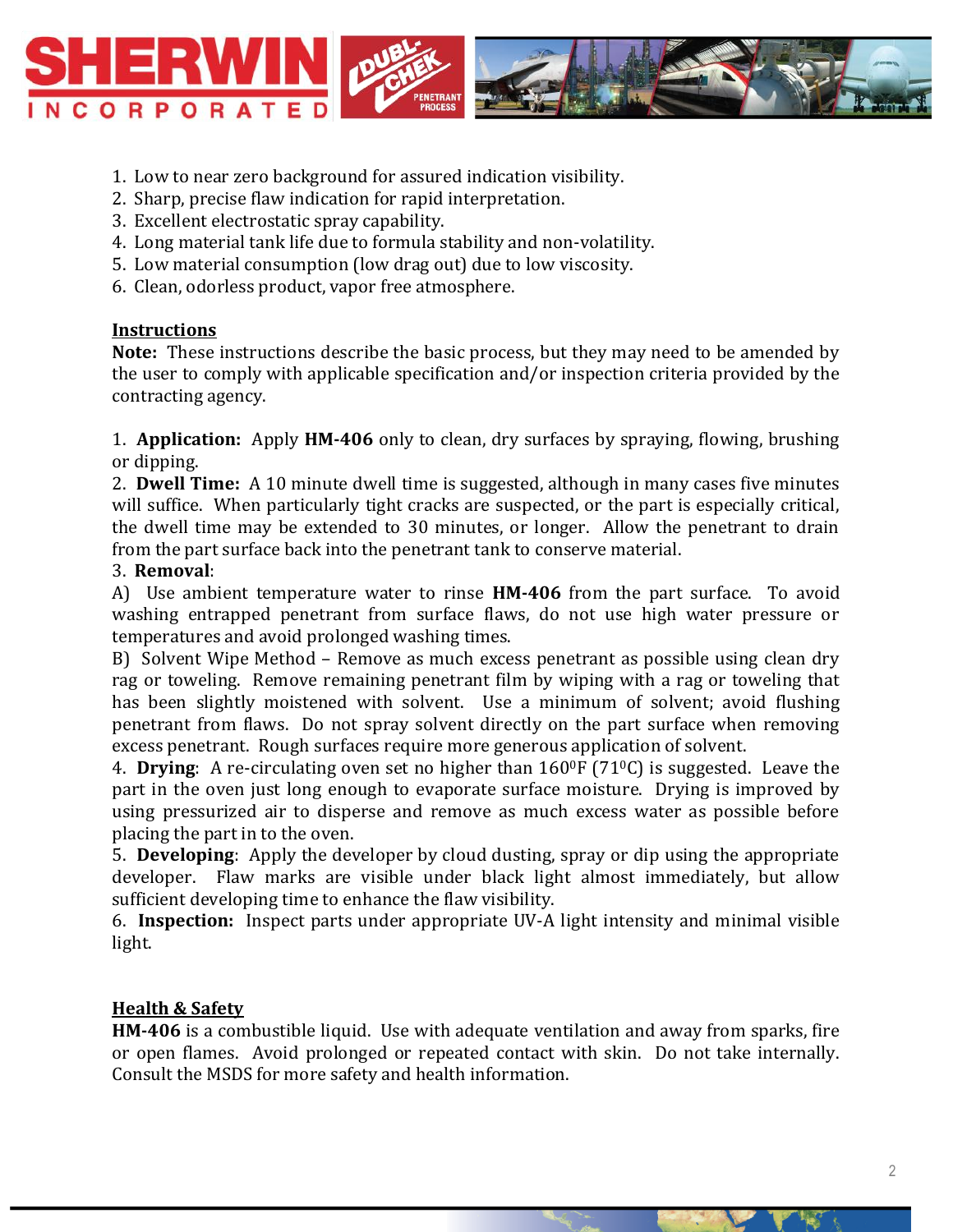1. Low to near zero background for assured indication visibility.
2. Sharp, precise flaw indication for rapid interpretation.
3. Excellent electrostatic spray capability.
4. Long material tank life due to formula stability and non-volatility.
5. Low material consumption (low drag out) due to low viscosity.
6. Clean, odorless product, vapor free atmosphere.

## Instructions

**Note:** These instructions describe the basic process, but they may need to be amended by the user to comply with applicable specification and/or inspection criteria provided by the contracting agency.

1. **Application:** Apply **HM-406** only to clean, dry surfaces by spraying, flowing, brushing or dipping.
2. **Dwell Time:** A 10 minute dwell time is suggested, although in many cases five minutes will suffice. When particularly tight cracks are suspected, or the part is especially critical, the dwell time may be extended to 30 minutes, or longer. Allow the penetrant to drain from the part surface back into the penetrant tank to conserve material.
3. **Removal**:
A) Use ambient temperature water to rinse **HM-406** from the part surface. To avoid washing entrapped penetrant from surface flaws, do not use high water pressure or temperatures and avoid prolonged washing times.
B) Solvent Wipe Method – Remove as much excess penetrant as possible using clean dry rag or toweling. Remove remaining penetrant film by wiping with a rag or toweling that has been slightly moistened with solvent. Use a minimum of solvent; avoid flushing penetrant from flaws. Do not spray solvent directly on the part surface when removing excess penetrant. Rough surfaces require more generous application of solvent.
4. **Drying**: A re-circulating oven set no higher than 160$^{0}$F (71$^{0}$C) is suggested. Leave the part in the oven just long enough to evaporate surface moisture. Drying is improved by using pressurized air to disperse and remove as much excess water as possible before placing the part in to the oven.
5. **Developing**: Apply the developer by cloud dusting, spray or dip using the appropriate developer. Flaw marks are visible under black light almost immediately, but allow sufficient developing time to enhance the flaw visibility.
6. **Inspection:** Inspect parts under appropriate UV-A light intensity and minimal visible light.

## Health & Safety

**HM-406** is a combustible liquid. Use with adequate ventilation and away from sparks, fire or open flames. Avoid prolonged or repeated contact with skin. Do not take internally. Consult the MSDS for more safety and health information.